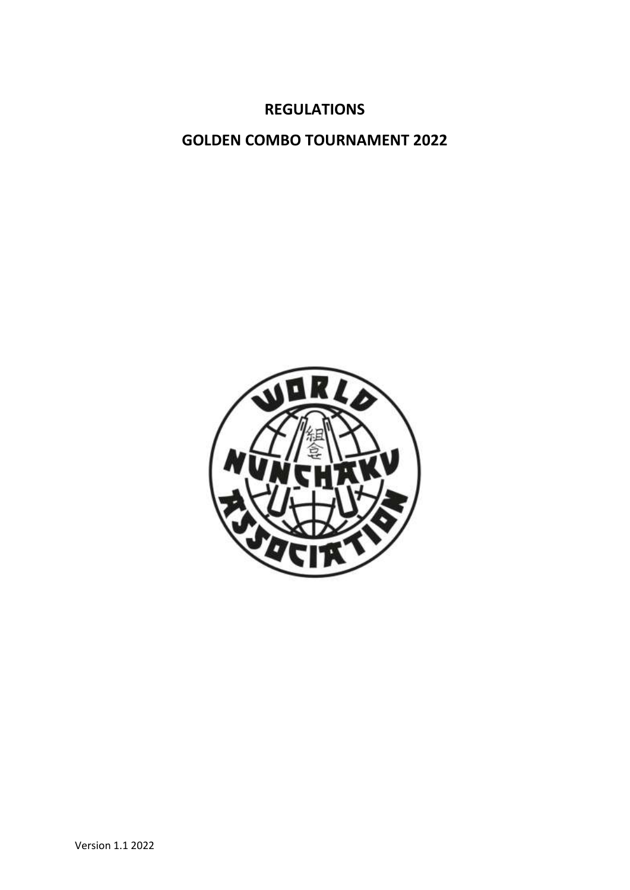# REGULATIONS

# GOLDEN COMBO TOURNAMENT 2022

Version 1.1 2022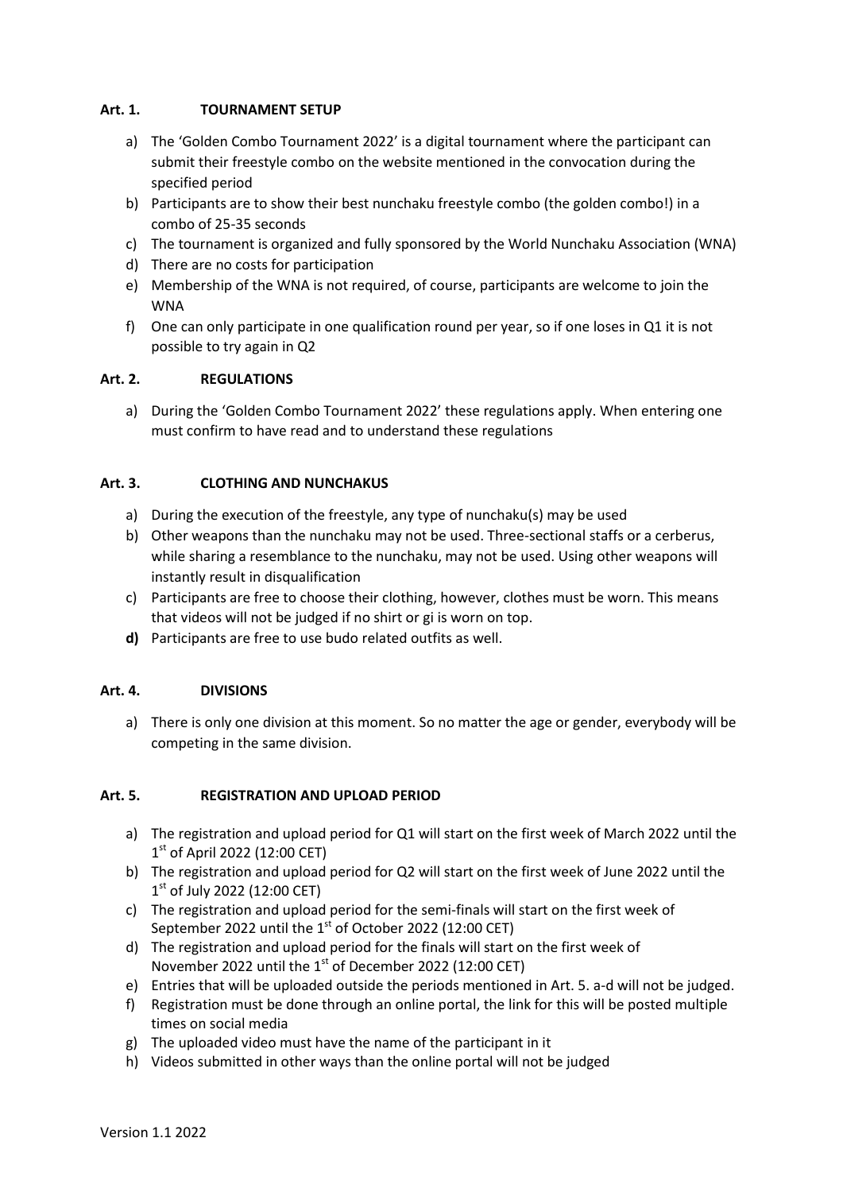## Art. 1. TOURNAMENT SETUP

a) The 'Golden Combo Tournament 2022' is a digital tournament where the participant can submit their freestyle combo on the website mentioned in the convocation during the specified period
b) Participants are to show their best nunchaku freestyle combo (the golden combo!) in a combo of 25-35 seconds
c) The tournament is organized and fully sponsored by the World Nunchaku Association (WNA)
d) There are no costs for participation
e) Membership of the WNA is not required, of course, participants are welcome to join the WNA
f) One can only participate in one qualification round per year, so if one loses in Q1 it is not possible to try again in Q2

## Art. 2. REGULATIONS

a) During the 'Golden Combo Tournament 2022' these regulations apply. When entering one must confirm to have read and to understand these regulations

## Art. 3. CLOTHING AND NUNCHAKUS

a) During the execution of the freestyle, any type of nunchaku(s) may be used
b) Other weapons than the nunchaku may not be used. Three-sectional staffs or a cerberus, while sharing a resemblance to the nunchaku, may not be used. Using other weapons will instantly result in disqualification
c) Participants are free to choose their clothing, however, clothes must be worn. This means that videos will not be judged if no shirt or gi is worn on top.
**d)** Participants are free to use budo related outfits as well.

## Art. 4. DIVISIONS

a) There is only one division at this moment. So no matter the age or gender, everybody will be competing in the same division.

## Art. 5. REGISTRATION AND UPLOAD PERIOD

a) The registration and upload period for Q1 will start on the first week of March 2022 until the 1st of April 2022 (12:00 CET)
b) The registration and upload period for Q2 will start on the first week of June 2022 until the 1st of July 2022 (12:00 CET)
c) The registration and upload period for the semi-finals will start on the first week of September 2022 until the 1st of October 2022 (12:00 CET)
d) The registration and upload period for the finals will start on the first week of November 2022 until the 1st of December 2022 (12:00 CET)
e) Entries that will be uploaded outside the periods mentioned in Art. 5. a-d will not be judged.
f) Registration must be done through an online portal, the link for this will be posted multiple times on social media
g) The uploaded video must have the name of the participant in it
h) Videos submitted in other ways than the online portal will not be judged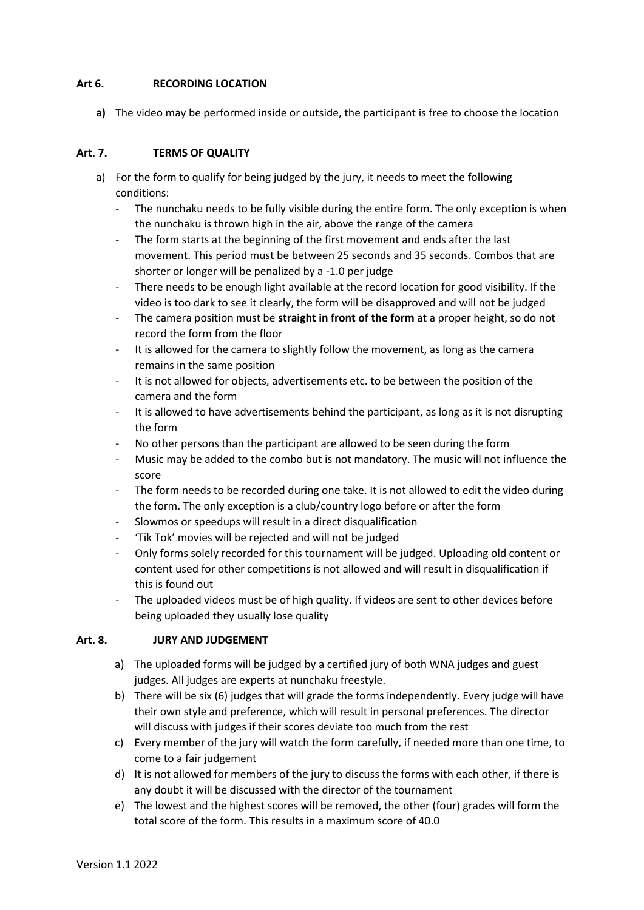**Art 6. RECORDING LOCATION**

**a)** The video may be performed inside or outside, the participant is free to choose the location

**Art. 7. TERMS OF QUALITY**

a) For the form to qualify for being judged by the jury, it needs to meet the following conditions:
   - The nunchaku needs to be fully visible during the entire form. The only exception is when the nunchaku is thrown high in the air, above the range of the camera
   - The form starts at the beginning of the first movement and ends after the last movement. This period must be between 25 seconds and 35 seconds. Combos that are shorter or longer will be penalized by a -1.0 per judge
   - There needs to be enough light available at the record location for good visibility. If the video is too dark to see it clearly, the form will be disapproved and will not be judged
   - The camera position must be **straight in front of the form** at a proper height, so do not record the form from the floor
   - It is allowed for the camera to slightly follow the movement, as long as the camera remains in the same position
   - It is not allowed for objects, advertisements etc. to be between the position of the camera and the form
   - It is allowed to have advertisements behind the participant, as long as it is not disrupting the form
   - No other persons than the participant are allowed to be seen during the form
   - Music may be added to the combo but is not mandatory. The music will not influence the score
   - The form needs to be recorded during one take. It is not allowed to edit the video during the form. The only exception is a club/country logo before or after the form
   - Slowmos or speedups will result in a direct disqualification
   - 'Tik Tok' movies will be rejected and will not be judged
   - Only forms solely recorded for this tournament will be judged. Uploading old content or content used for other competitions is not allowed and will result in disqualification if this is found out
   - The uploaded videos must be of high quality. If videos are sent to other devices before being uploaded they usually lose quality

**Art. 8. JURY AND JUDGEMENT**

a) The uploaded forms will be judged by a certified jury of both WNA judges and guest judges. All judges are experts at nunchaku freestyle.
b) There will be six (6) judges that will grade the forms independently. Every judge will have their own style and preference, which will result in personal preferences. The director will discuss with judges if their scores deviate too much from the rest
c) Every member of the jury will watch the form carefully, if needed more than one time, to come to a fair judgement
d) It is not allowed for members of the jury to discuss the forms with each other, if there is any doubt it will be discussed with the director of the tournament
e) The lowest and the highest scores will be removed, the other (four) grades will form the total score of the form. This results in a maximum score of 40.0

Version 1.1 2022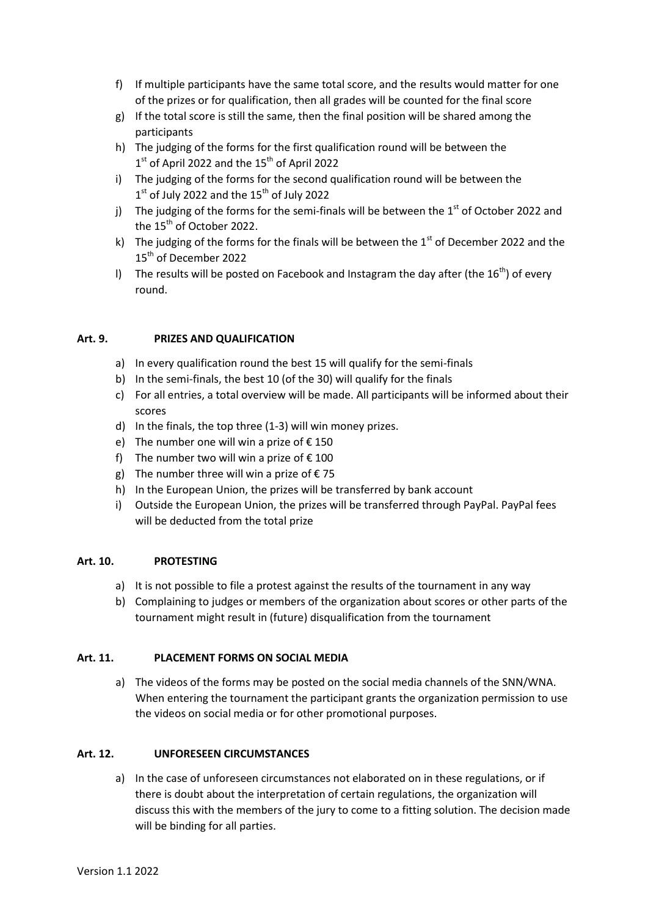f) If multiple participants have the same total score, and the results would matter for one of the prizes or for qualification, then all grades will be counted for the final score
g) If the total score is still the same, then the final position will be shared among the participants
h) The judging of the forms for the first qualification round will be between the 1st of April 2022 and the 15th of April 2022
i) The judging of the forms for the second qualification round will be between the 1st of July 2022 and the 15th of July 2022
j) The judging of the forms for the semi-finals will be between the 1st of October 2022 and the 15th of October 2022.
k) The judging of the forms for the finals will be between the 1st of December 2022 and the 15th of December 2022
l) The results will be posted on Facebook and Instagram the day after (the 16th) of every round.

## Art. 9. PRIZES AND QUALIFICATION

a) In every qualification round the best 15 will qualify for the semi-finals
b) In the semi-finals, the best 10 (of the 30) will qualify for the finals
c) For all entries, a total overview will be made. All participants will be informed about their scores
d) In the finals, the top three (1-3) will win money prizes.
e) The number one will win a prize of € 150
f) The number two will win a prize of € 100
g) The number three will win a prize of € 75
h) In the European Union, the prizes will be transferred by bank account
i) Outside the European Union, the prizes will be transferred through PayPal. PayPal fees will be deducted from the total prize

## Art. 10. PROTESTING

a) It is not possible to file a protest against the results of the tournament in any way
b) Complaining to judges or members of the organization about scores or other parts of the tournament might result in (future) disqualification from the tournament

## Art. 11. PLACEMENT FORMS ON SOCIAL MEDIA

a) The videos of the forms may be posted on the social media channels of the SNN/WNA. When entering the tournament the participant grants the organization permission to use the videos on social media or for other promotional purposes.

## Art. 12. UNFORESEEN CIRCUMSTANCES

a) In the case of unforeseen circumstances not elaborated on in these regulations, or if there is doubt about the interpretation of certain regulations, the organization will discuss this with the members of the jury to come to a fitting solution. The decision made will be binding for all parties.

Version 1.1 2022